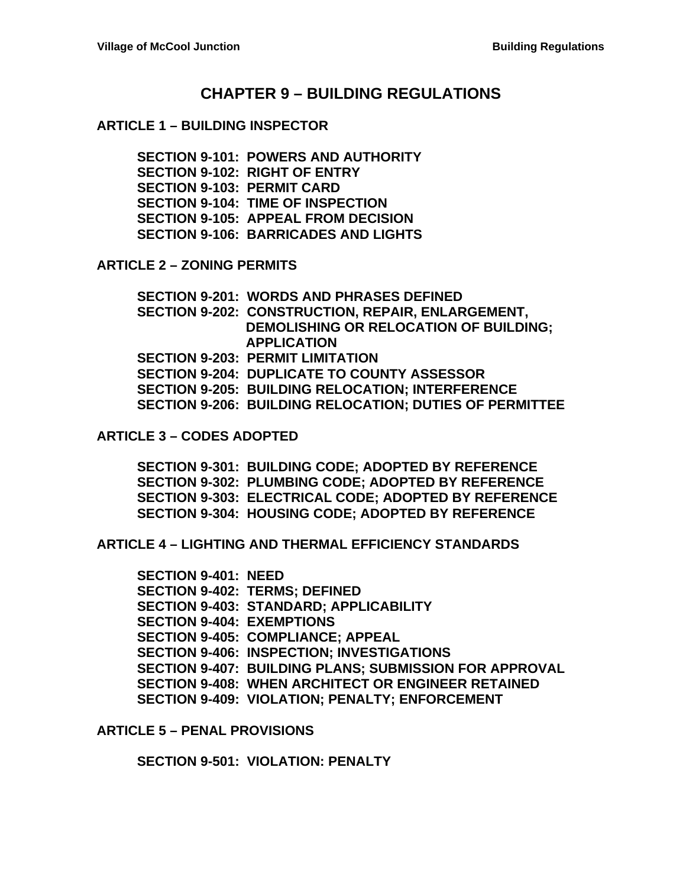# CHAPTER 9 – BUILDING REGULATIONS

## ARTICLE 1 – BUILDING INSPECTOR

**SECTION 9-101: POWERS AND AUTHORITY**
**SECTION 9-102: RIGHT OF ENTRY**
**SECTION 9-103: PERMIT CARD**
**SECTION 9-104: TIME OF INSPECTION**
**SECTION 9-105: APPEAL FROM DECISION**
**SECTION 9-106: BARRICADES AND LIGHTS**

## ARTICLE 2 – ZONING PERMITS

**SECTION 9-201: WORDS AND PHRASES DEFINED**
**SECTION 9-202: CONSTRUCTION, REPAIR, ENLARGEMENT, DEMOLISHING OR RELOCATION OF BUILDING; APPLICATION**
**SECTION 9-203: PERMIT LIMITATION**
**SECTION 9-204: DUPLICATE TO COUNTY ASSESSOR**
**SECTION 9-205: BUILDING RELOCATION; INTERFERENCE**
**SECTION 9-206: BUILDING RELOCATION; DUTIES OF PERMITTEE**

## ARTICLE 3 – CODES ADOPTED

**SECTION 9-301: BUILDING CODE; ADOPTED BY REFERENCE**
**SECTION 9-302: PLUMBING CODE; ADOPTED BY REFERENCE**
**SECTION 9-303: ELECTRICAL CODE; ADOPTED BY REFERENCE**
**SECTION 9-304: HOUSING CODE; ADOPTED BY REFERENCE**

## ARTICLE 4 – LIGHTING AND THERMAL EFFICIENCY STANDARDS

**SECTION 9-401: NEED**
**SECTION 9-402: TERMS; DEFINED**
**SECTION 9-403: STANDARD; APPLICABILITY**
**SECTION 9-404: EXEMPTIONS**
**SECTION 9-405: COMPLIANCE; APPEAL**
**SECTION 9-406: INSPECTION; INVESTIGATIONS**
**SECTION 9-407: BUILDING PLANS; SUBMISSION FOR APPROVAL**
**SECTION 9-408: WHEN ARCHITECT OR ENGINEER RETAINED**
**SECTION 9-409: VIOLATION; PENALTY; ENFORCEMENT**

## ARTICLE 5 – PENAL PROVISIONS

**SECTION 9-501: VIOLATION: PENALTY**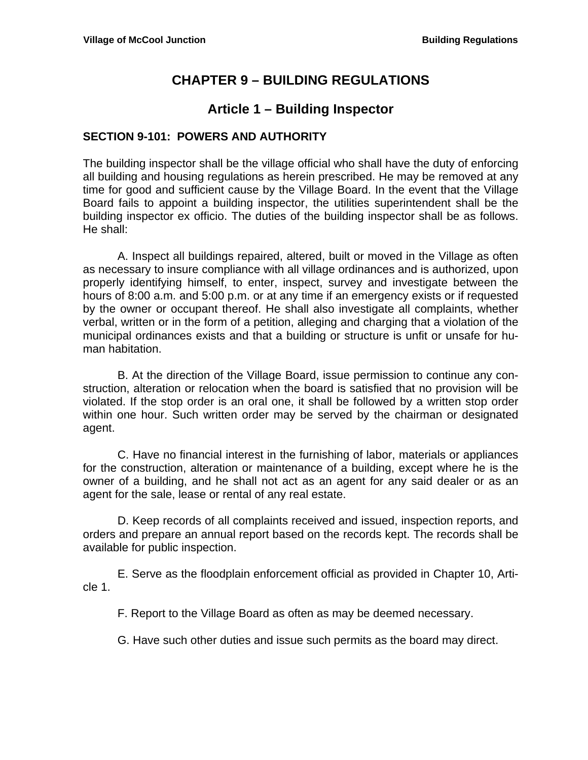# CHAPTER 9 – BUILDING REGULATIONS

## Article 1 – Building Inspector

### SECTION 9-101: POWERS AND AUTHORITY

The building inspector shall be the village official who shall have the duty of enforcing all building and housing regulations as herein prescribed. He may be removed at any time for good and sufficient cause by the Village Board. In the event that the Village Board fails to appoint a building inspector, the utilities superintendent shall be the building inspector ex officio. The duties of the building inspector shall be as follows. He shall:

A. Inspect all buildings repaired, altered, built or moved in the Village as often as necessary to insure compliance with all village ordinances and is authorized, upon properly identifying himself, to enter, inspect, survey and investigate between the hours of 8:00 a.m. and 5:00 p.m. or at any time if an emergency exists or if requested by the owner or occupant thereof. He shall also investigate all complaints, whether verbal, written or in the form of a petition, alleging and charging that a violation of the municipal ordinances exists and that a building or structure is unfit or unsafe for human habitation.

B. At the direction of the Village Board, issue permission to continue any construction, alteration or relocation when the board is satisfied that no provision will be violated. If the stop order is an oral one, it shall be followed by a written stop order within one hour. Such written order may be served by the chairman or designated agent.

C. Have no financial interest in the furnishing of labor, materials or appliances for the construction, alteration or maintenance of a building, except where he is the owner of a building, and he shall not act as an agent for any said dealer or as an agent for the sale, lease or rental of any real estate.

D. Keep records of all complaints received and issued, inspection reports, and orders and prepare an annual report based on the records kept. The records shall be available for public inspection.

E. Serve as the floodplain enforcement official as provided in Chapter 10, Article 1.

F. Report to the Village Board as often as may be deemed necessary.

G. Have such other duties and issue such permits as the board may direct.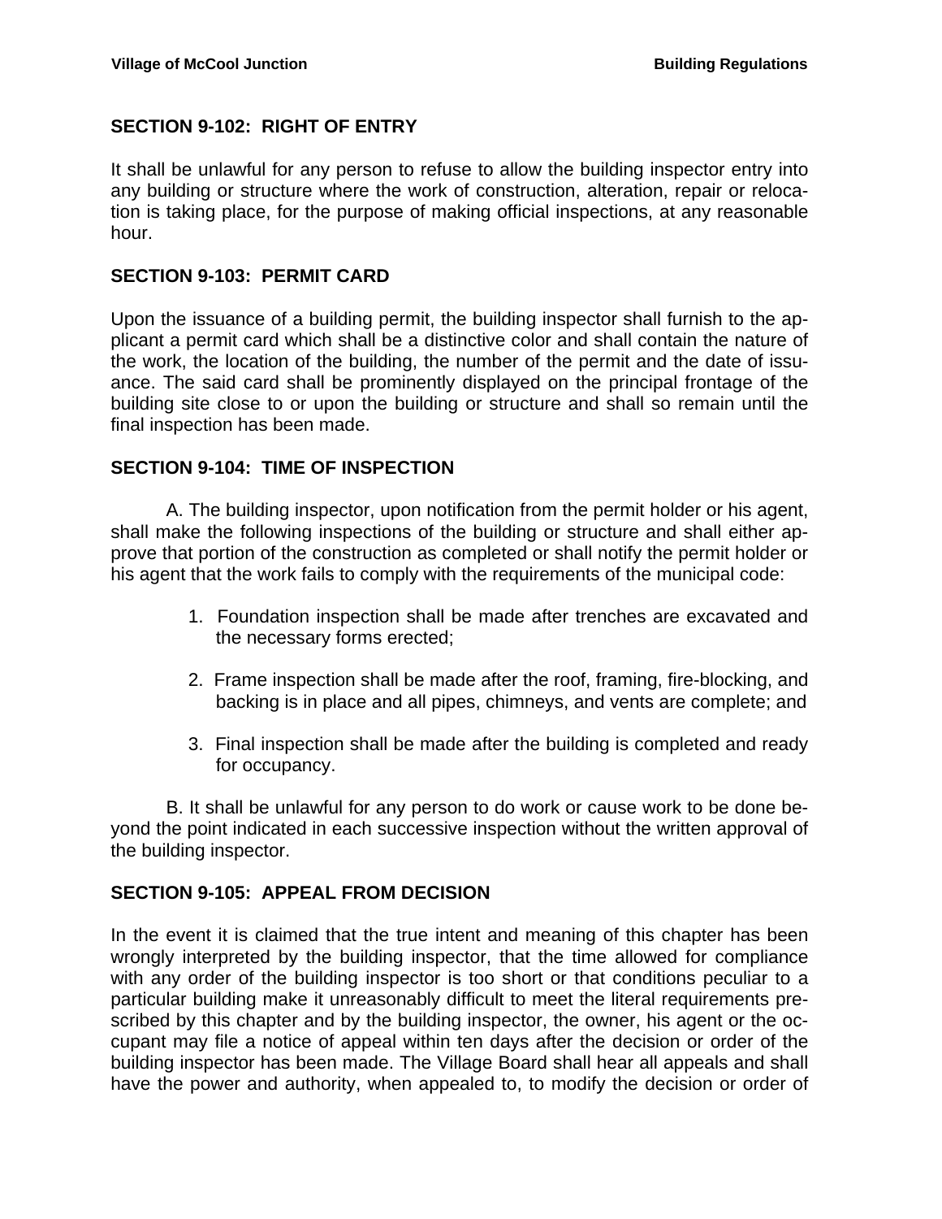## SECTION 9-102: RIGHT OF ENTRY

It shall be unlawful for any person to refuse to allow the building inspector entry into any building or structure where the work of construction, alteration, repair or relocation is taking place, for the purpose of making official inspections, at any reasonable hour.

## SECTION 9-103: PERMIT CARD

Upon the issuance of a building permit, the building inspector shall furnish to the applicant a permit card which shall be a distinctive color and shall contain the nature of the work, the location of the building, the number of the permit and the date of issuance. The said card shall be prominently displayed on the principal frontage of the building site close to or upon the building or structure and shall so remain until the final inspection has been made.

## SECTION 9-104: TIME OF INSPECTION

A. The building inspector, upon notification from the permit holder or his agent, shall make the following inspections of the building or structure and shall either approve that portion of the construction as completed or shall notify the permit holder or his agent that the work fails to comply with the requirements of the municipal code:

1. Foundation inspection shall be made after trenches are excavated and the necessary forms erected;
2. Frame inspection shall be made after the roof, framing, fire-blocking, and backing is in place and all pipes, chimneys, and vents are complete; and
3. Final inspection shall be made after the building is completed and ready for occupancy.

B. It shall be unlawful for any person to do work or cause work to be done beyond the point indicated in each successive inspection without the written approval of the building inspector.

## SECTION 9-105: APPEAL FROM DECISION

In the event it is claimed that the true intent and meaning of this chapter has been wrongly interpreted by the building inspector, that the time allowed for compliance with any order of the building inspector is too short or that conditions peculiar to a particular building make it unreasonably difficult to meet the literal requirements prescribed by this chapter and by the building inspector, the owner, his agent or the occupant may file a notice of appeal within ten days after the decision or order of the building inspector has been made. The Village Board shall hear all appeals and shall have the power and authority, when appealed to, to modify the decision or order of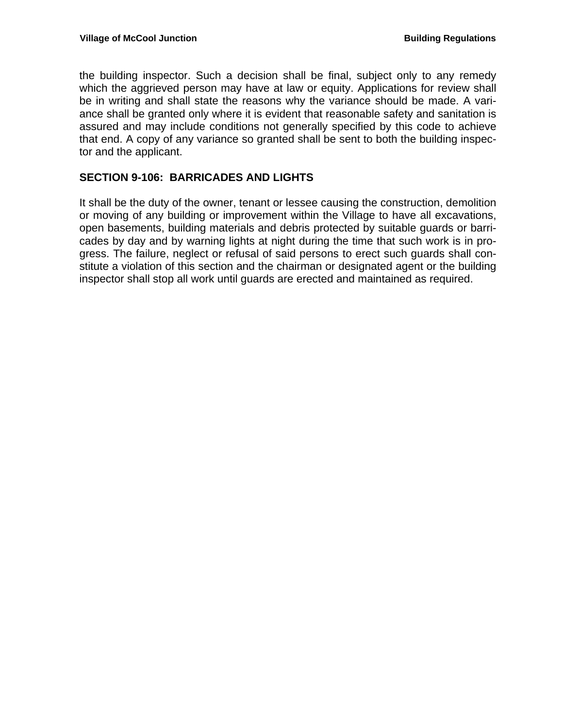the building inspector. Such a decision shall be final, subject only to any remedy which the aggrieved person may have at law or equity. Applications for review shall be in writing and shall state the reasons why the variance should be made. A variance shall be granted only where it is evident that reasonable safety and sanitation is assured and may include conditions not generally specified by this code to achieve that end. A copy of any variance so granted shall be sent to both the building inspector and the applicant.

## SECTION 9-106: BARRICADES AND LIGHTS

It shall be the duty of the owner, tenant or lessee causing the construction, demolition or moving of any building or improvement within the Village to have all excavations, open basements, building materials and debris protected by suitable guards or barricades by day and by warning lights at night during the time that such work is in progress. The failure, neglect or refusal of said persons to erect such guards shall constitute a violation of this section and the chairman or designated agent or the building inspector shall stop all work until guards are erected and maintained as required.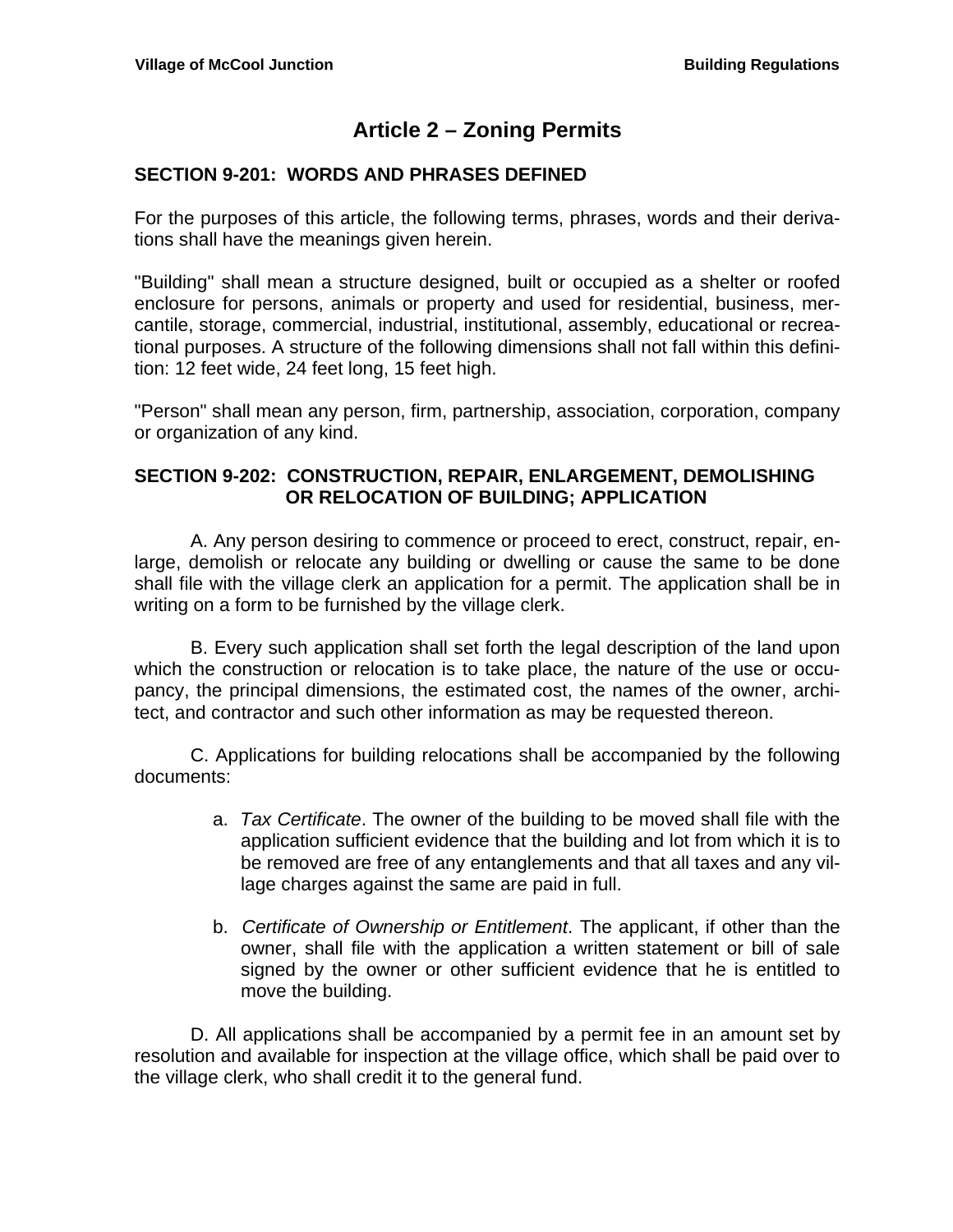# Article 2 – Zoning Permits

## SECTION 9-201: WORDS AND PHRASES DEFINED

For the purposes of this article, the following terms, phrases, words and their derivations shall have the meanings given herein.

"Building" shall mean a structure designed, built or occupied as a shelter or roofed enclosure for persons, animals or property and used for residential, business, mercantile, storage, commercial, industrial, institutional, assembly, educational or recreational purposes. A structure of the following dimensions shall not fall within this definition: 12 feet wide, 24 feet long, 15 feet high.

"Person" shall mean any person, firm, partnership, association, corporation, company or organization of any kind.

## SECTION 9-202: CONSTRUCTION, REPAIR, ENLARGEMENT, DEMOLISHING OR RELOCATION OF BUILDING; APPLICATION

A. Any person desiring to commence or proceed to erect, construct, repair, enlarge, demolish or relocate any building or dwelling or cause the same to be done shall file with the village clerk an application for a permit. The application shall be in writing on a form to be furnished by the village clerk.

B. Every such application shall set forth the legal description of the land upon which the construction or relocation is to take place, the nature of the use or occupancy, the principal dimensions, the estimated cost, the names of the owner, architect, and contractor and such other information as may be requested thereon.

C. Applications for building relocations shall be accompanied by the following documents:

a. *Tax Certificate*. The owner of the building to be moved shall file with the application sufficient evidence that the building and lot from which it is to be removed are free of any entanglements and that all taxes and any village charges against the same are paid in full.

b. *Certificate of Ownership or Entitlement*. The applicant, if other than the owner, shall file with the application a written statement or bill of sale signed by the owner or other sufficient evidence that he is entitled to move the building.

D. All applications shall be accompanied by a permit fee in an amount set by resolution and available for inspection at the village office, which shall be paid over to the village clerk, who shall credit it to the general fund.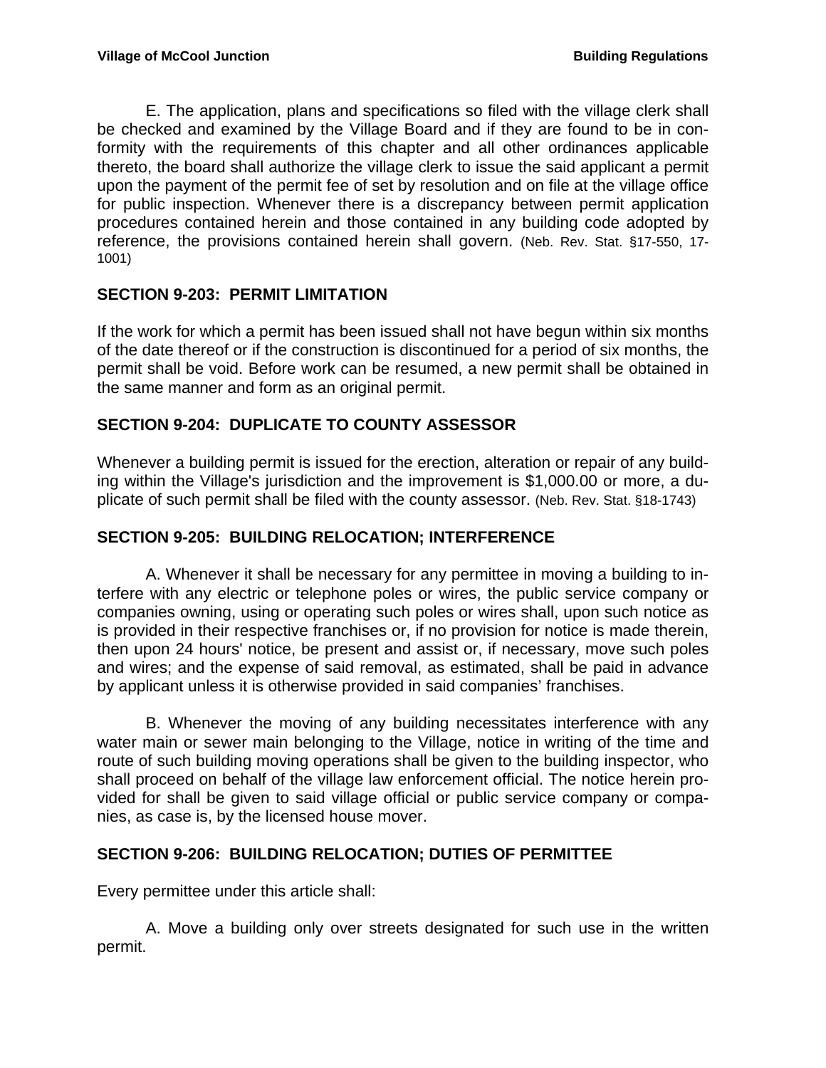E. The application, plans and specifications so filed with the village clerk shall be checked and examined by the Village Board and if they are found to be in conformity with the requirements of this chapter and all other ordinances applicable thereto, the board shall authorize the village clerk to issue the said applicant a permit upon the payment of the permit fee of set by resolution and on file at the village office for public inspection. Whenever there is a discrepancy between permit application procedures contained herein and those contained in any building code adopted by reference, the provisions contained herein shall govern. (Neb. Rev. Stat. §17-550, 17-1001)

## SECTION 9-203: PERMIT LIMITATION

If the work for which a permit has been issued shall not have begun within six months of the date thereof or if the construction is discontinued for a period of six months, the permit shall be void. Before work can be resumed, a new permit shall be obtained in the same manner and form as an original permit.

## SECTION 9-204: DUPLICATE TO COUNTY ASSESSOR

Whenever a building permit is issued for the erection, alteration or repair of any building within the Village's jurisdiction and the improvement is $1,000.00 or more, a duplicate of such permit shall be filed with the county assessor. (Neb. Rev. Stat. §18-1743)

## SECTION 9-205: BUILDING RELOCATION; INTERFERENCE

A. Whenever it shall be necessary for any permittee in moving a building to interfere with any electric or telephone poles or wires, the public service company or companies owning, using or operating such poles or wires shall, upon such notice as is provided in their respective franchises or, if no provision for notice is made therein, then upon 24 hours' notice, be present and assist or, if necessary, move such poles and wires; and the expense of said removal, as estimated, shall be paid in advance by applicant unless it is otherwise provided in said companies' franchises.

B. Whenever the moving of any building necessitates interference with any water main or sewer main belonging to the Village, notice in writing of the time and route of such building moving operations shall be given to the building inspector, who shall proceed on behalf of the village law enforcement official. The notice herein provided for shall be given to said village official or public service company or companies, as case is, by the licensed house mover.

## SECTION 9-206: BUILDING RELOCATION; DUTIES OF PERMITTEE

Every permittee under this article shall:

A. Move a building only over streets designated for such use in the written permit.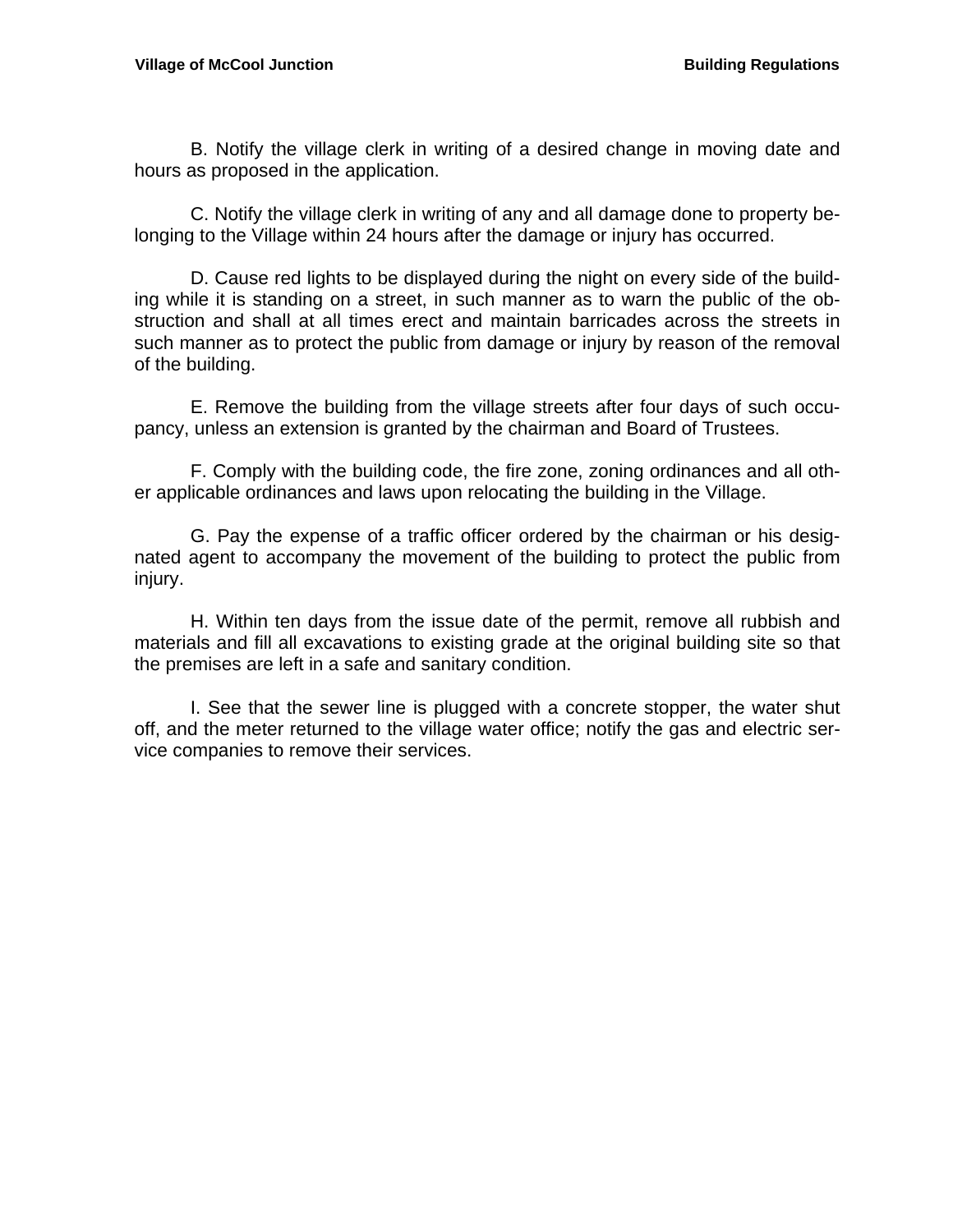B. Notify the village clerk in writing of a desired change in moving date and hours as proposed in the application.

C. Notify the village clerk in writing of any and all damage done to property belonging to the Village within 24 hours after the damage or injury has occurred.

D. Cause red lights to be displayed during the night on every side of the building while it is standing on a street, in such manner as to warn the public of the obstruction and shall at all times erect and maintain barricades across the streets in such manner as to protect the public from damage or injury by reason of the removal of the building.

E. Remove the building from the village streets after four days of such occupancy, unless an extension is granted by the chairman and Board of Trustees.

F. Comply with the building code, the fire zone, zoning ordinances and all other applicable ordinances and laws upon relocating the building in the Village.

G. Pay the expense of a traffic officer ordered by the chairman or his designated agent to accompany the movement of the building to protect the public from injury.

H. Within ten days from the issue date of the permit, remove all rubbish and materials and fill all excavations to existing grade at the original building site so that the premises are left in a safe and sanitary condition.

I. See that the sewer line is plugged with a concrete stopper, the water shut off, and the meter returned to the village water office; notify the gas and electric service companies to remove their services.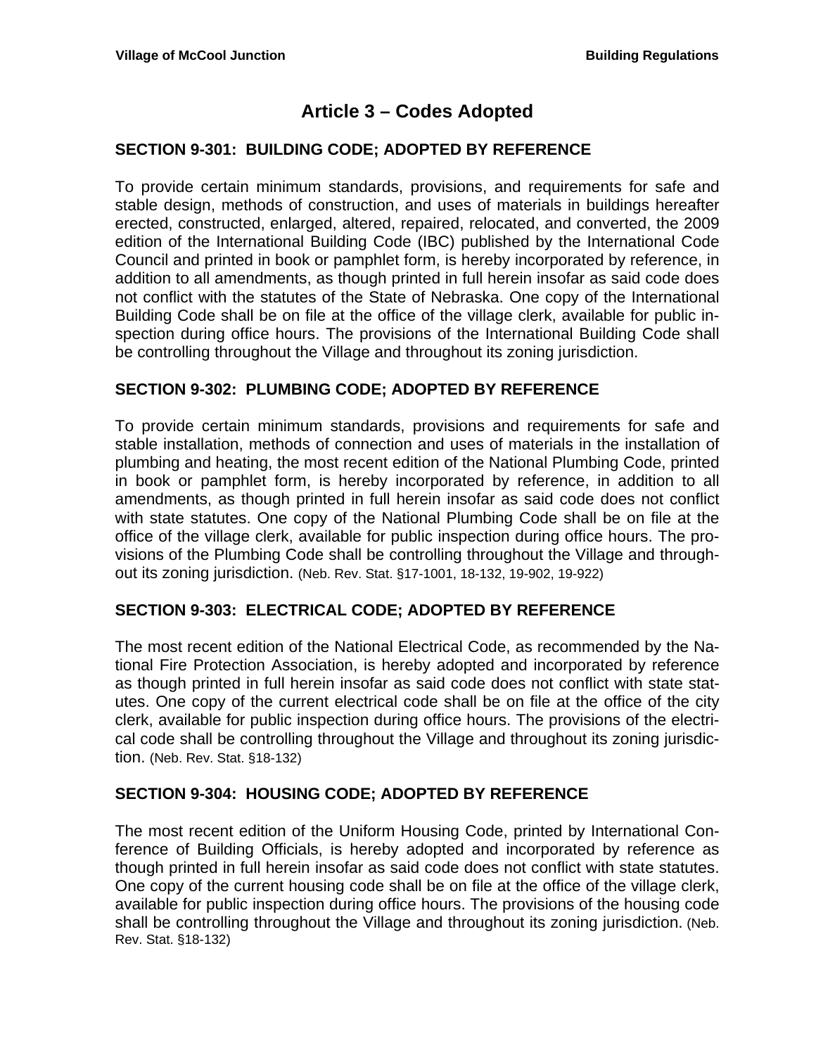# Article 3 – Codes Adopted

## SECTION 9-301: BUILDING CODE; ADOPTED BY REFERENCE

To provide certain minimum standards, provisions, and requirements for safe and stable design, methods of construction, and uses of materials in buildings hereafter erected, constructed, enlarged, altered, repaired, relocated, and converted, the 2009 edition of the International Building Code (IBC) published by the International Code Council and printed in book or pamphlet form, is hereby incorporated by reference, in addition to all amendments, as though printed in full herein insofar as said code does not conflict with the statutes of the State of Nebraska. One copy of the International Building Code shall be on file at the office of the village clerk, available for public inspection during office hours. The provisions of the International Building Code shall be controlling throughout the Village and throughout its zoning jurisdiction.

## SECTION 9-302: PLUMBING CODE; ADOPTED BY REFERENCE

To provide certain minimum standards, provisions and requirements for safe and stable installation, methods of connection and uses of materials in the installation of plumbing and heating, the most recent edition of the National Plumbing Code, printed in book or pamphlet form, is hereby incorporated by reference, in addition to all amendments, as though printed in full herein insofar as said code does not conflict with state statutes. One copy of the National Plumbing Code shall be on file at the office of the village clerk, available for public inspection during office hours. The provisions of the Plumbing Code shall be controlling throughout the Village and throughout its zoning jurisdiction. (Neb. Rev. Stat. §17-1001, 18-132, 19-902, 19-922)

## SECTION 9-303: ELECTRICAL CODE; ADOPTED BY REFERENCE

The most recent edition of the National Electrical Code, as recommended by the National Fire Protection Association, is hereby adopted and incorporated by reference as though printed in full herein insofar as said code does not conflict with state statutes. One copy of the current electrical code shall be on file at the office of the city clerk, available for public inspection during office hours. The provisions of the electrical code shall be controlling throughout the Village and throughout its zoning jurisdiction. (Neb. Rev. Stat. §18-132)

## SECTION 9-304: HOUSING CODE; ADOPTED BY REFERENCE

The most recent edition of the Uniform Housing Code, printed by International Conference of Building Officials, is hereby adopted and incorporated by reference as though printed in full herein insofar as said code does not conflict with state statutes. One copy of the current housing code shall be on file at the office of the village clerk, available for public inspection during office hours. The provisions of the housing code shall be controlling throughout the Village and throughout its zoning jurisdiction. (Neb. Rev. Stat. §18-132)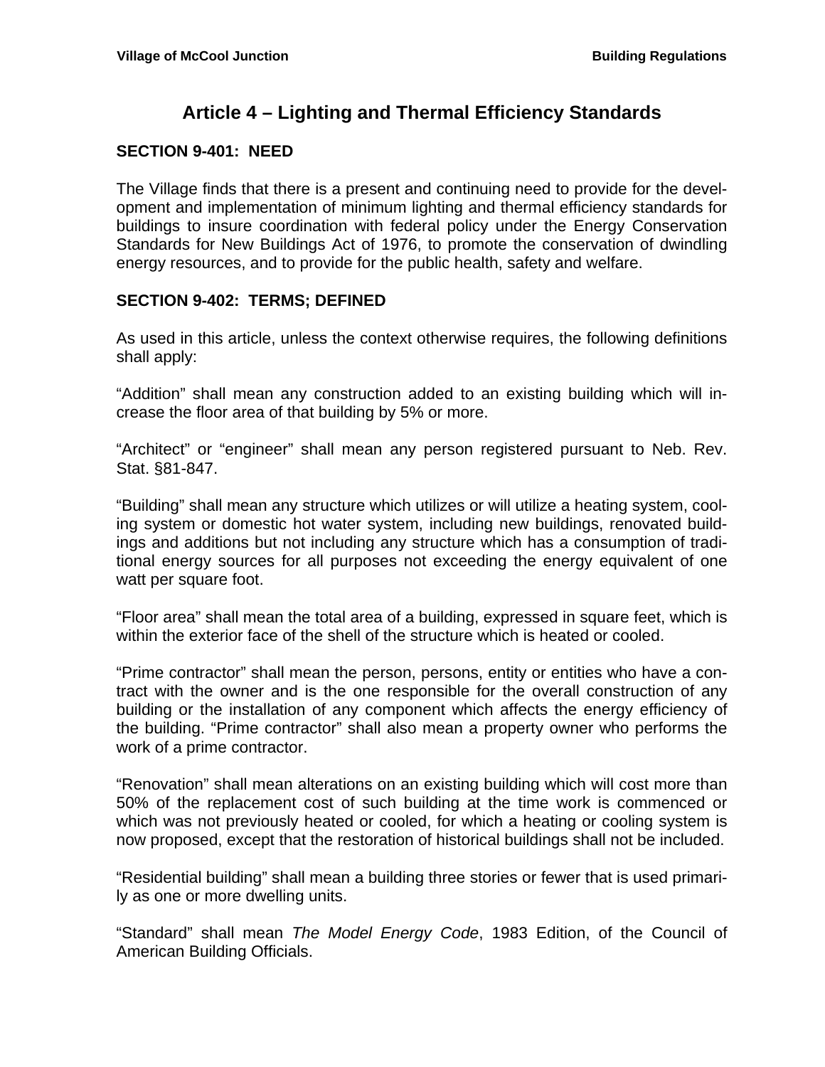# Article 4 – Lighting and Thermal Efficiency Standards

### SECTION 9-401: NEED

The Village finds that there is a present and continuing need to provide for the development and implementation of minimum lighting and thermal efficiency standards for buildings to insure coordination with federal policy under the Energy Conservation Standards for New Buildings Act of 1976, to promote the conservation of dwindling energy resources, and to provide for the public health, safety and welfare.

### SECTION 9-402: TERMS; DEFINED

As used in this article, unless the context otherwise requires, the following definitions shall apply:

"Addition" shall mean any construction added to an existing building which will increase the floor area of that building by 5% or more.

"Architect" or "engineer" shall mean any person registered pursuant to Neb. Rev. Stat. §81-847.

"Building" shall mean any structure which utilizes or will utilize a heating system, cooling system or domestic hot water system, including new buildings, renovated buildings and additions but not including any structure which has a consumption of traditional energy sources for all purposes not exceeding the energy equivalent of one watt per square foot.

"Floor area" shall mean the total area of a building, expressed in square feet, which is within the exterior face of the shell of the structure which is heated or cooled.

"Prime contractor" shall mean the person, persons, entity or entities who have a contract with the owner and is the one responsible for the overall construction of any building or the installation of any component which affects the energy efficiency of the building. "Prime contractor" shall also mean a property owner who performs the work of a prime contractor.

"Renovation" shall mean alterations on an existing building which will cost more than 50% of the replacement cost of such building at the time work is commenced or which was not previously heated or cooled, for which a heating or cooling system is now proposed, except that the restoration of historical buildings shall not be included.

"Residential building" shall mean a building three stories or fewer that is used primarily as one or more dwelling units.

"Standard" shall mean *The Model Energy Code*, 1983 Edition, of the Council of American Building Officials.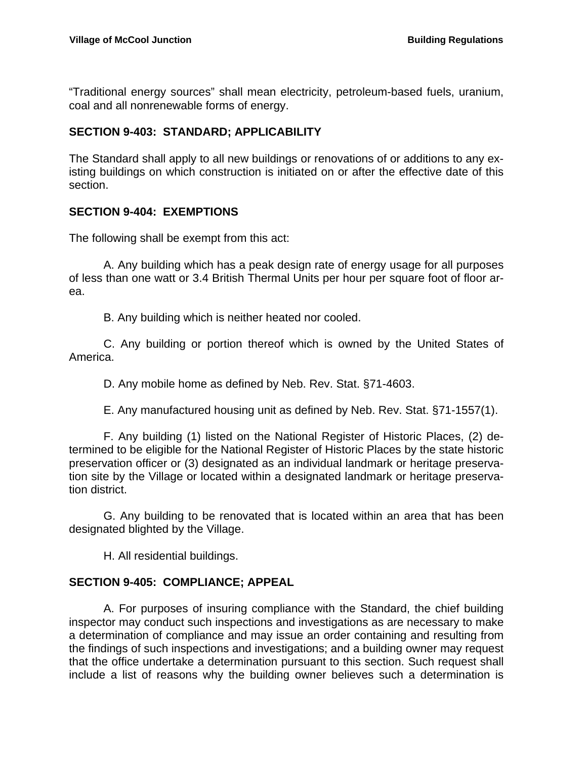"Traditional energy sources" shall mean electricity, petroleum-based fuels, uranium, coal and all nonrenewable forms of energy.

## SECTION 9-403: STANDARD; APPLICABILITY

The Standard shall apply to all new buildings or renovations of or additions to any existing buildings on which construction is initiated on or after the effective date of this section.

## SECTION 9-404: EXEMPTIONS

The following shall be exempt from this act:

A. Any building which has a peak design rate of energy usage for all purposes of less than one watt or 3.4 British Thermal Units per hour per square foot of floor area.

B. Any building which is neither heated nor cooled.

C. Any building or portion thereof which is owned by the United States of America.

D. Any mobile home as defined by Neb. Rev. Stat. §71-4603.

E. Any manufactured housing unit as defined by Neb. Rev. Stat. §71-1557(1).

F. Any building (1) listed on the National Register of Historic Places, (2) determined to be eligible for the National Register of Historic Places by the state historic preservation officer or (3) designated as an individual landmark or heritage preservation site by the Village or located within a designated landmark or heritage preservation district.

G. Any building to be renovated that is located within an area that has been designated blighted by the Village.

H. All residential buildings.

## SECTION 9-405: COMPLIANCE; APPEAL

A. For purposes of insuring compliance with the Standard, the chief building inspector may conduct such inspections and investigations as are necessary to make a determination of compliance and may issue an order containing and resulting from the findings of such inspections and investigations; and a building owner may request that the office undertake a determination pursuant to this section. Such request shall include a list of reasons why the building owner believes such a determination is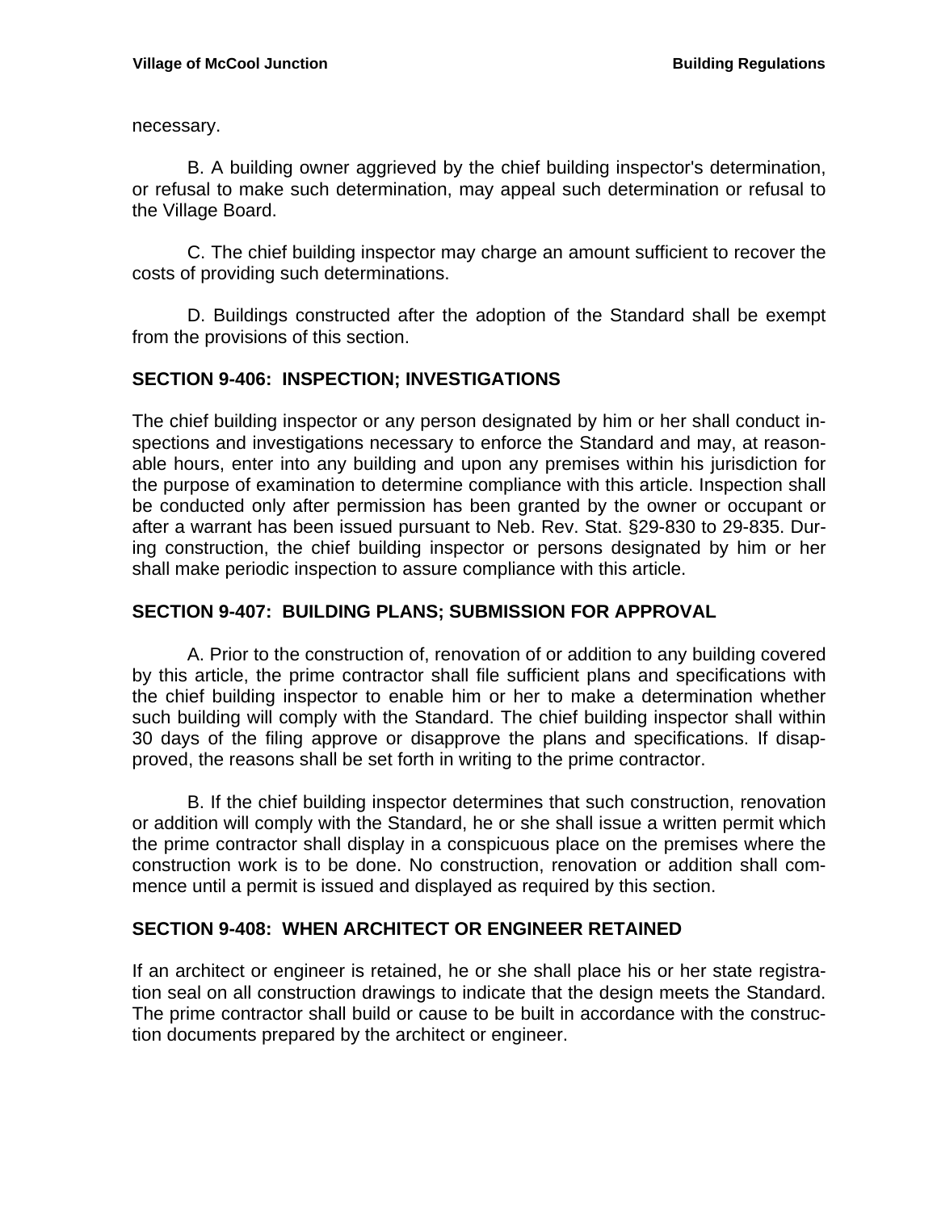necessary.

B. A building owner aggrieved by the chief building inspector's determination, or refusal to make such determination, may appeal such determination or refusal to the Village Board.

C. The chief building inspector may charge an amount sufficient to recover the costs of providing such determinations.

D. Buildings constructed after the adoption of the Standard shall be exempt from the provisions of this section.

## SECTION 9-406: INSPECTION; INVESTIGATIONS

The chief building inspector or any person designated by him or her shall conduct inspections and investigations necessary to enforce the Standard and may, at reasonable hours, enter into any building and upon any premises within his jurisdiction for the purpose of examination to determine compliance with this article. Inspection shall be conducted only after permission has been granted by the owner or occupant or after a warrant has been issued pursuant to Neb. Rev. Stat. §29-830 to 29-835. During construction, the chief building inspector or persons designated by him or her shall make periodic inspection to assure compliance with this article.

## SECTION 9-407: BUILDING PLANS; SUBMISSION FOR APPROVAL

A. Prior to the construction of, renovation of or addition to any building covered by this article, the prime contractor shall file sufficient plans and specifications with the chief building inspector to enable him or her to make a determination whether such building will comply with the Standard. The chief building inspector shall within 30 days of the filing approve or disapprove the plans and specifications. If disapproved, the reasons shall be set forth in writing to the prime contractor.

B. If the chief building inspector determines that such construction, renovation or addition will comply with the Standard, he or she shall issue a written permit which the prime contractor shall display in a conspicuous place on the premises where the construction work is to be done. No construction, renovation or addition shall commence until a permit is issued and displayed as required by this section.

## SECTION 9-408: WHEN ARCHITECT OR ENGINEER RETAINED

If an architect or engineer is retained, he or she shall place his or her state registration seal on all construction drawings to indicate that the design meets the Standard. The prime contractor shall build or cause to be built in accordance with the construction documents prepared by the architect or engineer.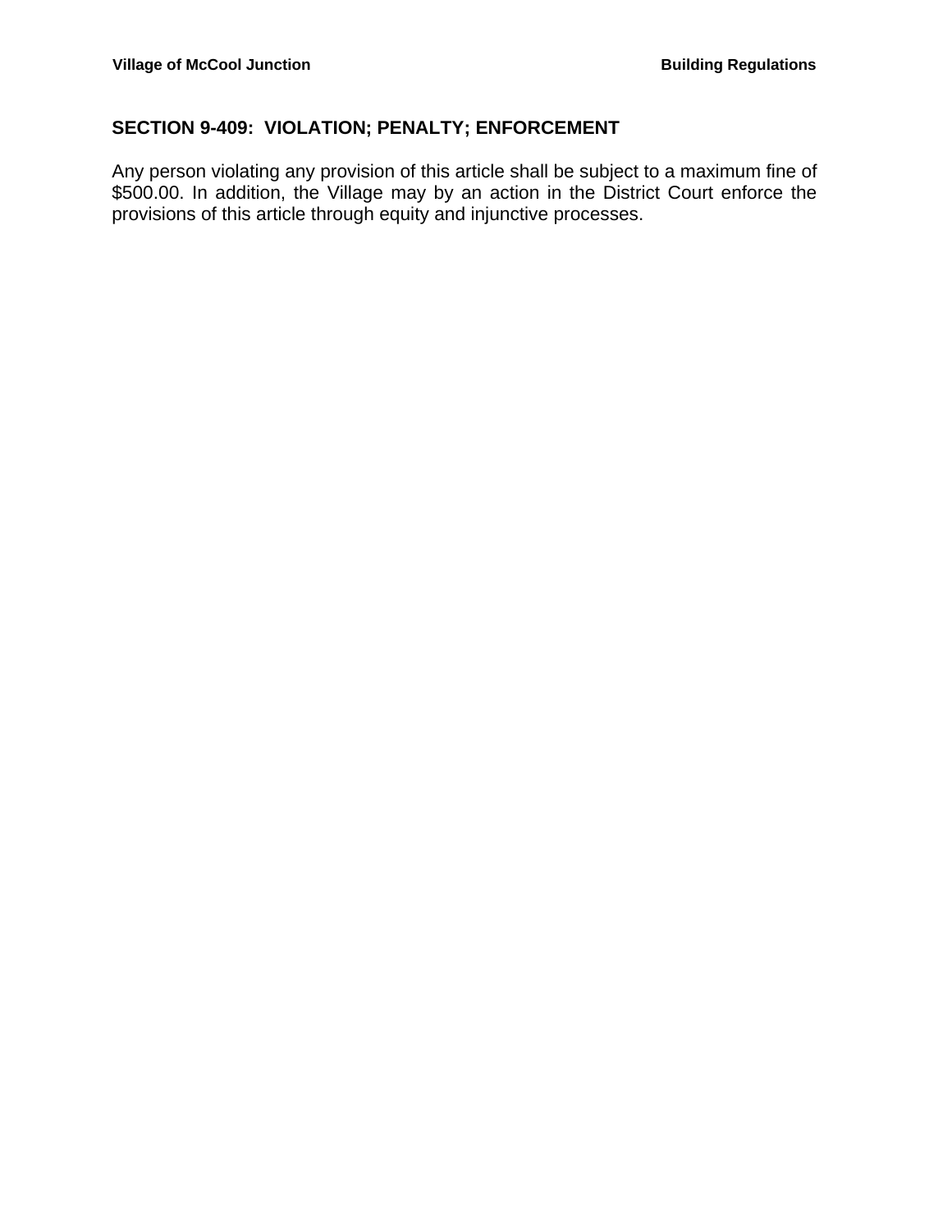## SECTION 9-409: VIOLATION; PENALTY; ENFORCEMENT

Any person violating any provision of this article shall be subject to a maximum fine of $500.00. In addition, the Village may by an action in the District Court enforce the provisions of this article through equity and injunctive processes.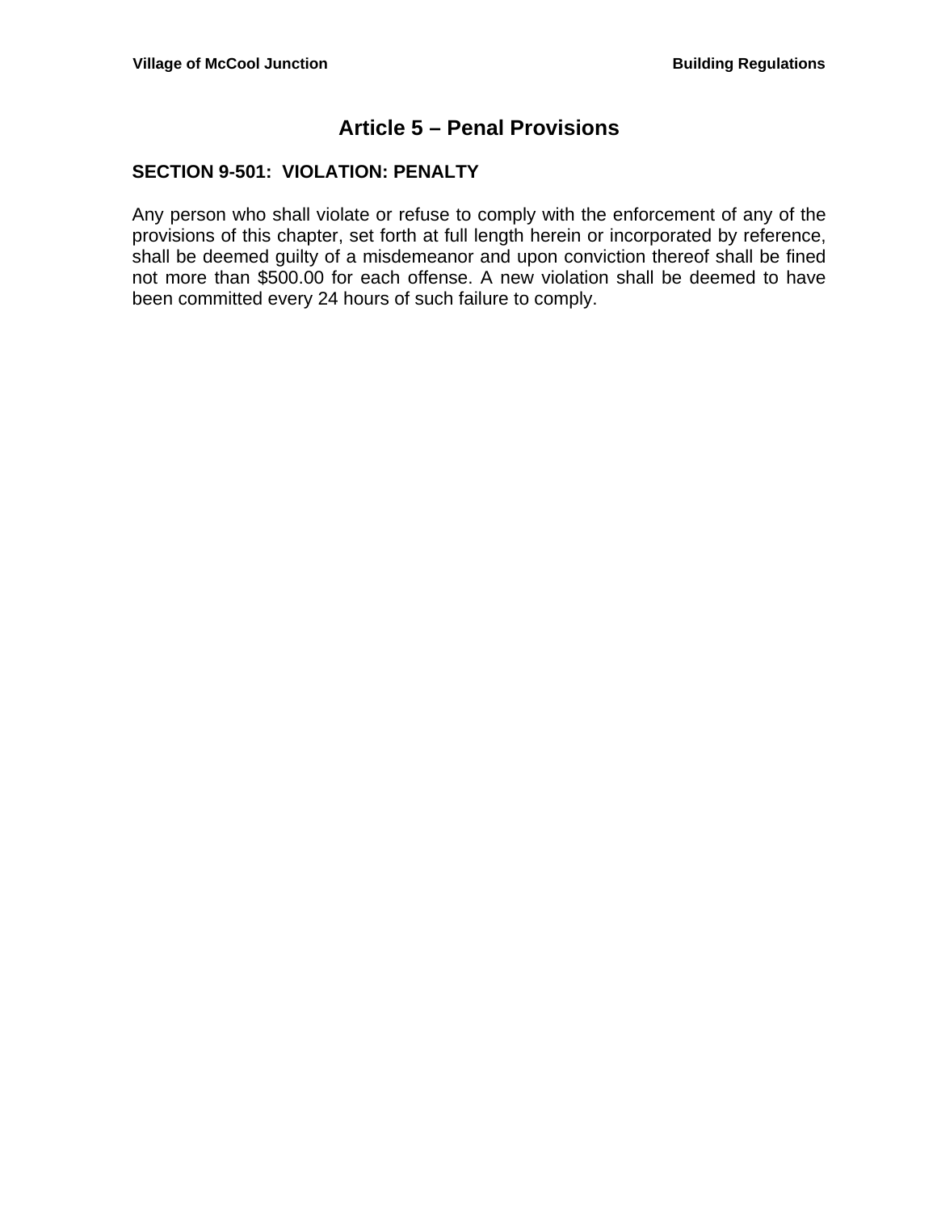# Article 5 – Penal Provisions

## SECTION 9-501: VIOLATION: PENALTY

Any person who shall violate or refuse to comply with the enforcement of any of the provisions of this chapter, set forth at full length herein or incorporated by reference, shall be deemed guilty of a misdemeanor and upon conviction thereof shall be fined not more than $500.00 for each offense. A new violation shall be deemed to have been committed every 24 hours of such failure to comply.